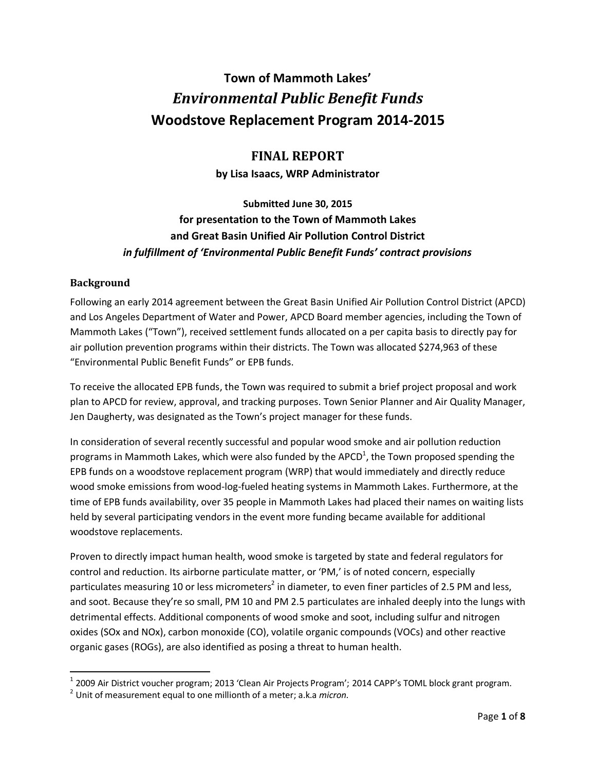# Town of Mammoth Lakes'
# *Environmental Public Benefit Funds*
# Woodstove Replacement Program 2014-2015

## FINAL REPORT

**by Lisa Isaacs, WRP Administrator**

**Submitted June 30, 2015**

**for presentation to the Town of Mammoth Lakes**

**and Great Basin Unified Air Pollution Control District**

***in fulfillment of 'Environmental Public Benefit Funds' contract provisions***

### Background

Following an early 2014 agreement between the Great Basin Unified Air Pollution Control District (APCD) and Los Angeles Department of Water and Power, APCD Board member agencies, including the Town of Mammoth Lakes ("Town"), received settlement funds allocated on a per capita basis to directly pay for air pollution prevention programs within their districts. The Town was allocated $274,963 of these "Environmental Public Benefit Funds" or EPB funds.

To receive the allocated EPB funds, the Town was required to submit a brief project proposal and work plan to APCD for review, approval, and tracking purposes. Town Senior Planner and Air Quality Manager, Jen Daugherty, was designated as the Town's project manager for these funds.

In consideration of several recently successful and popular wood smoke and air pollution reduction programs in Mammoth Lakes, which were also funded by the APCD[1], the Town proposed spending the EPB funds on a woodstove replacement program (WRP) that would immediately and directly reduce wood smoke emissions from wood-log-fueled heating systems in Mammoth Lakes. Furthermore, at the time of EPB funds availability, over 35 people in Mammoth Lakes had placed their names on waiting lists held by several participating vendors in the event more funding became available for additional woodstove replacements.

Proven to directly impact human health, wood smoke is targeted by state and federal regulators for control and reduction. Its airborne particulate matter, or 'PM,' is of noted concern, especially particulates measuring 10 or less micrometers[2] in diameter, to even finer particles of 2.5 PM and less, and soot. Because they're so small, PM 10 and PM 2.5 particulates are inhaled deeply into the lungs with detrimental effects. Additional components of wood smoke and soot, including sulfur and nitrogen oxides (SOx and NOx), carbon monoxide (CO), volatile organic compounds (VOCs) and other reactive organic gases (ROGs), are also identified as posing a threat to human health.

---

[1] 2009 Air District voucher program; 2013 'Clean Air Projects Program'; 2014 CAPP's TOML block grant program.

[2] Unit of measurement equal to one millionth of a meter; a.k.a *micron*.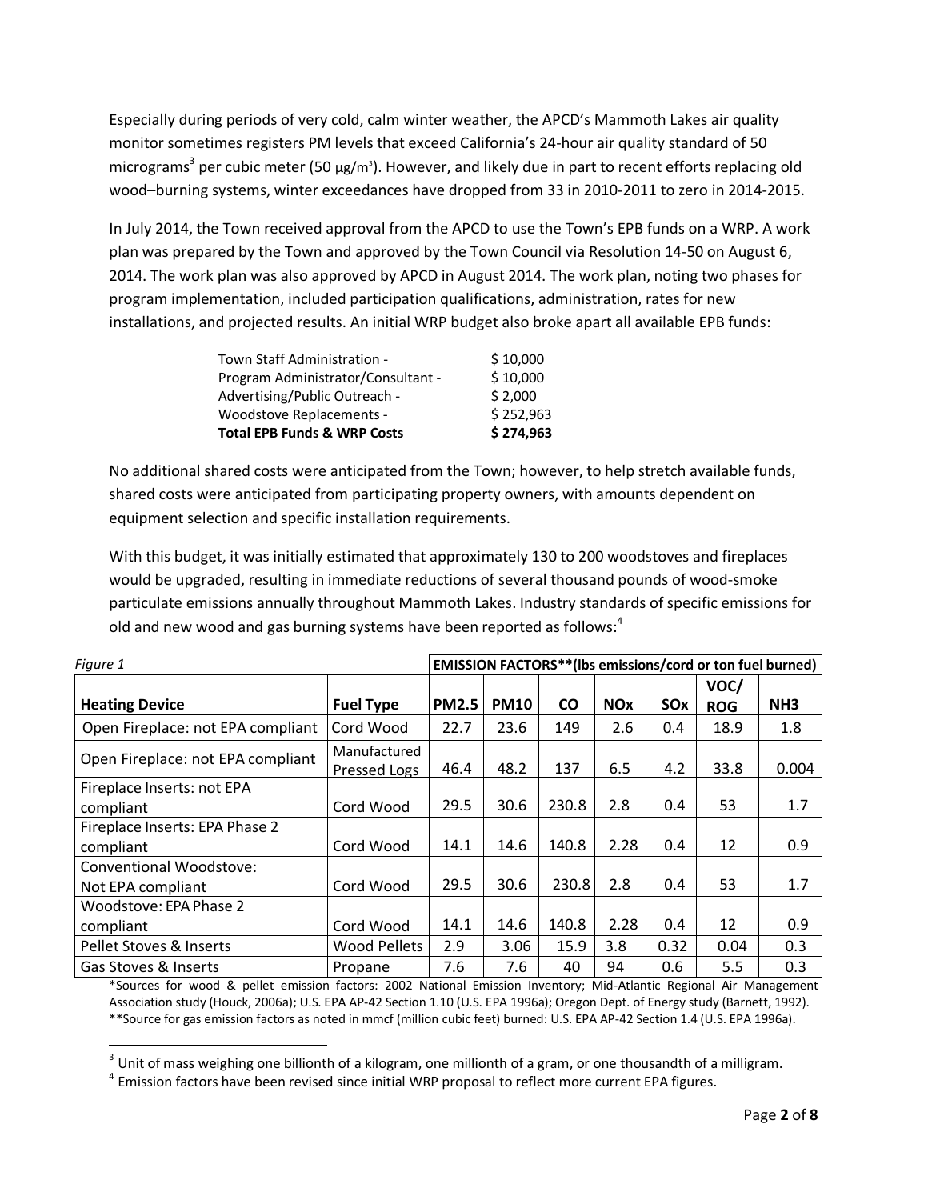Especially during periods of very cold, calm winter weather, the APCD's Mammoth Lakes air quality monitor sometimes registers PM levels that exceed California's 24-hour air quality standard of 50 micrograms[3] per cubic meter (50 μg/m³). However, and likely due in part to recent efforts replacing old wood–burning systems, winter exceedances have dropped from 33 in 2010-2011 to zero in 2014-2015.

In July 2014, the Town received approval from the APCD to use the Town's EPB funds on a WRP. A work plan was prepared by the Town and approved by the Town Council via Resolution 14-50 on August 6, 2014. The work plan was also approved by APCD in August 2014. The work plan, noting two phases for program implementation, included participation qualifications, administration, rates for new installations, and projected results. An initial WRP budget also broke apart all available EPB funds:

| | |
|---|---|
| Town Staff Administration - | $ 10,000 |
| Program Administrator/Consultant - | $ 10,000 |
| Advertising/Public Outreach - | $ 2,000 |
| Woodstove Replacements - | $ 252,963 |
| **Total EPB Funds & WRP Costs** | **$ 274,963** |

No additional shared costs were anticipated from the Town; however, to help stretch available funds, shared costs were anticipated from participating property owners, with amounts dependent on equipment selection and specific installation requirements.

With this budget, it was initially estimated that approximately 130 to 200 woodstoves and fireplaces would be upgraded, resulting in immediate reductions of several thousand pounds of wood-smoke particulate emissions annually throughout Mammoth Lakes. Industry standards of specific emissions for old and new wood and gas burning systems have been reported as follows:[4]

| *Figure 1* | | **EMISSION FACTORS\*\*(lbs emissions/cord or ton fuel burned)** | | | | | | |
|---|---|---|---|---|---|---|---|---|
| **Heating Device** | **Fuel Type** | **PM2.5** | **PM10** | **CO** | **NOx** | **SOx** | **VOC/ ROG** | **NH3** |
| Open Fireplace: not EPA compliant | Cord Wood | 22.7 | 23.6 | 149 | 2.6 | 0.4 | 18.9 | 1.8 |
| Open Fireplace: not EPA compliant | Manufactured Pressed Logs | 46.4 | 48.2 | 137 | 6.5 | 4.2 | 33.8 | 0.004 |
| Fireplace Inserts: not EPA compliant | Cord Wood | 29.5 | 30.6 | 230.8 | 2.8 | 0.4 | 53 | 1.7 |
| Fireplace Inserts: EPA Phase 2 compliant | Cord Wood | 14.1 | 14.6 | 140.8 | 2.28 | 0.4 | 12 | 0.9 |
| Conventional Woodstove: Not EPA compliant | Cord Wood | 29.5 | 30.6 | 230.8 | 2.8 | 0.4 | 53 | 1.7 |
| Woodstove: EPA Phase 2 compliant | Cord Wood | 14.1 | 14.6 | 140.8 | 2.28 | 0.4 | 12 | 0.9 |
| Pellet Stoves & Inserts | Wood Pellets | 2.9 | 3.06 | 15.9 | 3.8 | 0.32 | 0.04 | 0.3 |
| Gas Stoves & Inserts | Propane | 7.6 | 7.6 | 40 | 94 | 0.6 | 5.5 | 0.3 |

*Sources for wood & pellet emission factors: 2002 National Emission Inventory; Mid-Atlantic Regional Air Management Association study (Houck, 2006a); U.S. EPA AP-42 Section 1.10 (U.S. EPA 1996a); Oregon Dept. of Energy study (Barnett, 1992).
**Source for gas emission factors as noted in mmcf (million cubic feet) burned: U.S. EPA AP-42 Section 1.4 (U.S. EPA 1996a).

[3] Unit of mass weighing one billionth of a kilogram, one millionth of a gram, or one thousandth of a milligram.

[4] Emission factors have been revised since initial WRP proposal to reflect more current EPA figures.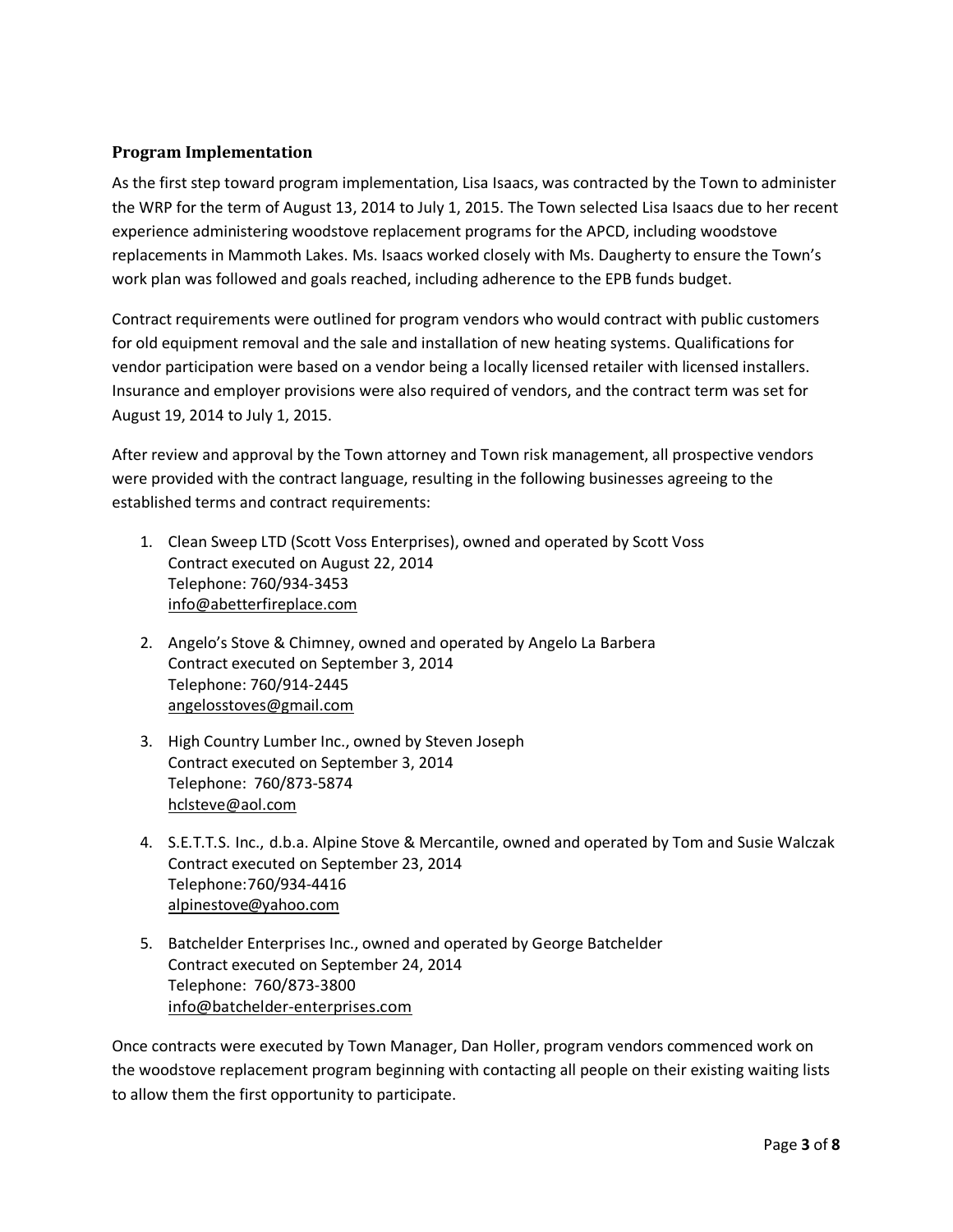### Program Implementation

As the first step toward program implementation, Lisa Isaacs, was contracted by the Town to administer the WRP for the term of August 13, 2014 to July 1, 2015. The Town selected Lisa Isaacs due to her recent experience administering woodstove replacement programs for the APCD, including woodstove replacements in Mammoth Lakes. Ms. Isaacs worked closely with Ms. Daugherty to ensure the Town's work plan was followed and goals reached, including adherence to the EPB funds budget.

Contract requirements were outlined for program vendors who would contract with public customers for old equipment removal and the sale and installation of new heating systems. Qualifications for vendor participation were based on a vendor being a locally licensed retailer with licensed installers. Insurance and employer provisions were also required of vendors, and the contract term was set for August 19, 2014 to July 1, 2015.

After review and approval by the Town attorney and Town risk management, all prospective vendors were provided with the contract language, resulting in the following businesses agreeing to the established terms and contract requirements:

1. Clean Sweep LTD (Scott Voss Enterprises), owned and operated by Scott Voss
   Contract executed on August 22, 2014
   Telephone: 760/934-3453
   info@abetterfireplace.com

2. Angelo's Stove & Chimney, owned and operated by Angelo La Barbera
   Contract executed on September 3, 2014
   Telephone: 760/914-2445
   angelosstoves@gmail.com

3. High Country Lumber Inc., owned by Steven Joseph
   Contract executed on September 3, 2014
   Telephone: 760/873-5874
   hclsteve@aol.com

4. S.E.T.T.S. Inc., d.b.a. Alpine Stove & Mercantile, owned and operated by Tom and Susie Walczak
   Contract executed on September 23, 2014
   Telephone:760/934-4416
   alpinestove@yahoo.com

5. Batchelder Enterprises Inc., owned and operated by George Batchelder
   Contract executed on September 24, 2014
   Telephone: 760/873-3800
   info@batchelder-enterprises.com

Once contracts were executed by Town Manager, Dan Holler, program vendors commenced work on the woodstove replacement program beginning with contacting all people on their existing waiting lists to allow them the first opportunity to participate.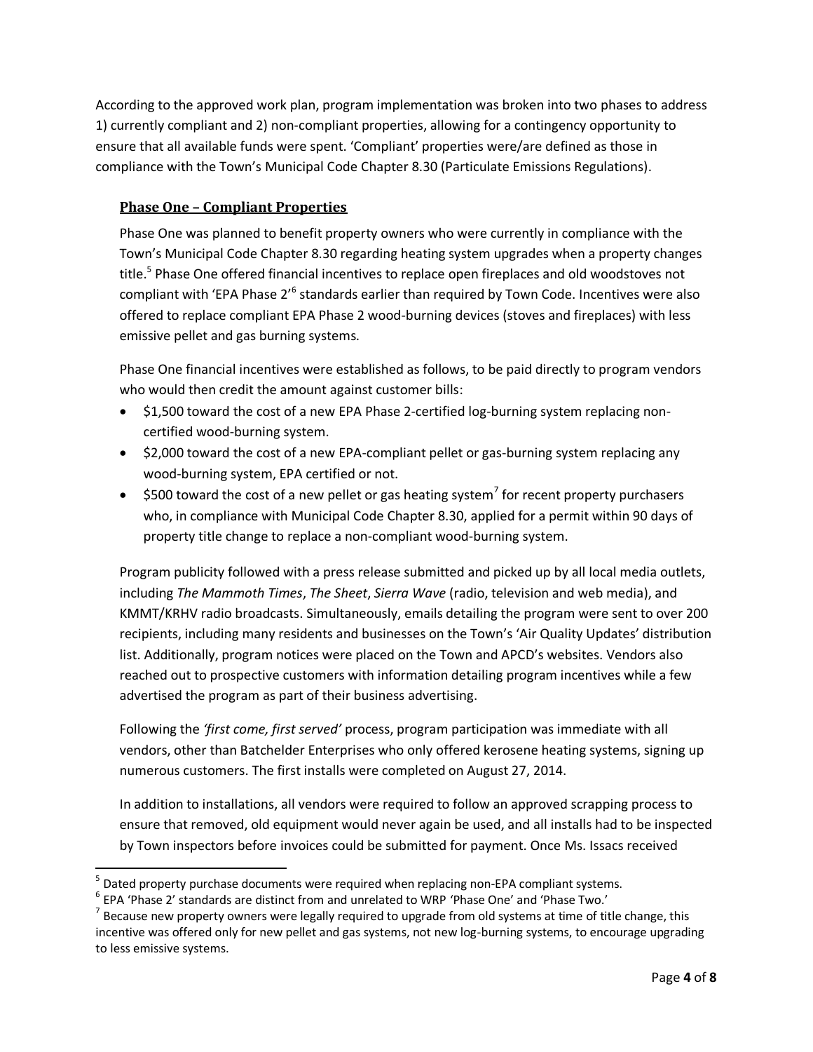According to the approved work plan, program implementation was broken into two phases to address 1) currently compliant and 2) non-compliant properties, allowing for a contingency opportunity to ensure that all available funds were spent. 'Compliant' properties were/are defined as those in compliance with the Town's Municipal Code Chapter 8.30 (Particulate Emissions Regulations).

### Phase One – Compliant Properties

Phase One was planned to benefit property owners who were currently in compliance with the Town's Municipal Code Chapter 8.30 regarding heating system upgrades when a property changes title.[5] Phase One offered financial incentives to replace open fireplaces and old woodstoves not compliant with 'EPA Phase 2'[6] standards earlier than required by Town Code. Incentives were also offered to replace compliant EPA Phase 2 wood-burning devices (stoves and fireplaces) with less emissive pellet and gas burning systems.

Phase One financial incentives were established as follows, to be paid directly to program vendors who would then credit the amount against customer bills:

- $1,500 toward the cost of a new EPA Phase 2-certified log-burning system replacing non-certified wood-burning system.
- $2,000 toward the cost of a new EPA-compliant pellet or gas-burning system replacing any wood-burning system, EPA certified or not.
- $500 toward the cost of a new pellet or gas heating system[7] for recent property purchasers who, in compliance with Municipal Code Chapter 8.30, applied for a permit within 90 days of property title change to replace a non-compliant wood-burning system.

Program publicity followed with a press release submitted and picked up by all local media outlets, including *The Mammoth Times*, *The Sheet*, *Sierra Wave* (radio, television and web media), and KMMT/KRHV radio broadcasts. Simultaneously, emails detailing the program were sent to over 200 recipients, including many residents and businesses on the Town's 'Air Quality Updates' distribution list. Additionally, program notices were placed on the Town and APCD's websites. Vendors also reached out to prospective customers with information detailing program incentives while a few advertised the program as part of their business advertising.

Following the *'first come, first served'* process, program participation was immediate with all vendors, other than Batchelder Enterprises who only offered kerosene heating systems, signing up numerous customers. The first installs were completed on August 27, 2014.

In addition to installations, all vendors were required to follow an approved scrapping process to ensure that removed, old equipment would never again be used, and all installs had to be inspected by Town inspectors before invoices could be submitted for payment. Once Ms. Issacs received

---

[5] Dated property purchase documents were required when replacing non-EPA compliant systems.

[6] EPA 'Phase 2' standards are distinct from and unrelated to WRP 'Phase One' and 'Phase Two.'

[7] Because new property owners were legally required to upgrade from old systems at time of title change, this incentive was offered only for new pellet and gas systems, not new log-burning systems, to encourage upgrading to less emissive systems.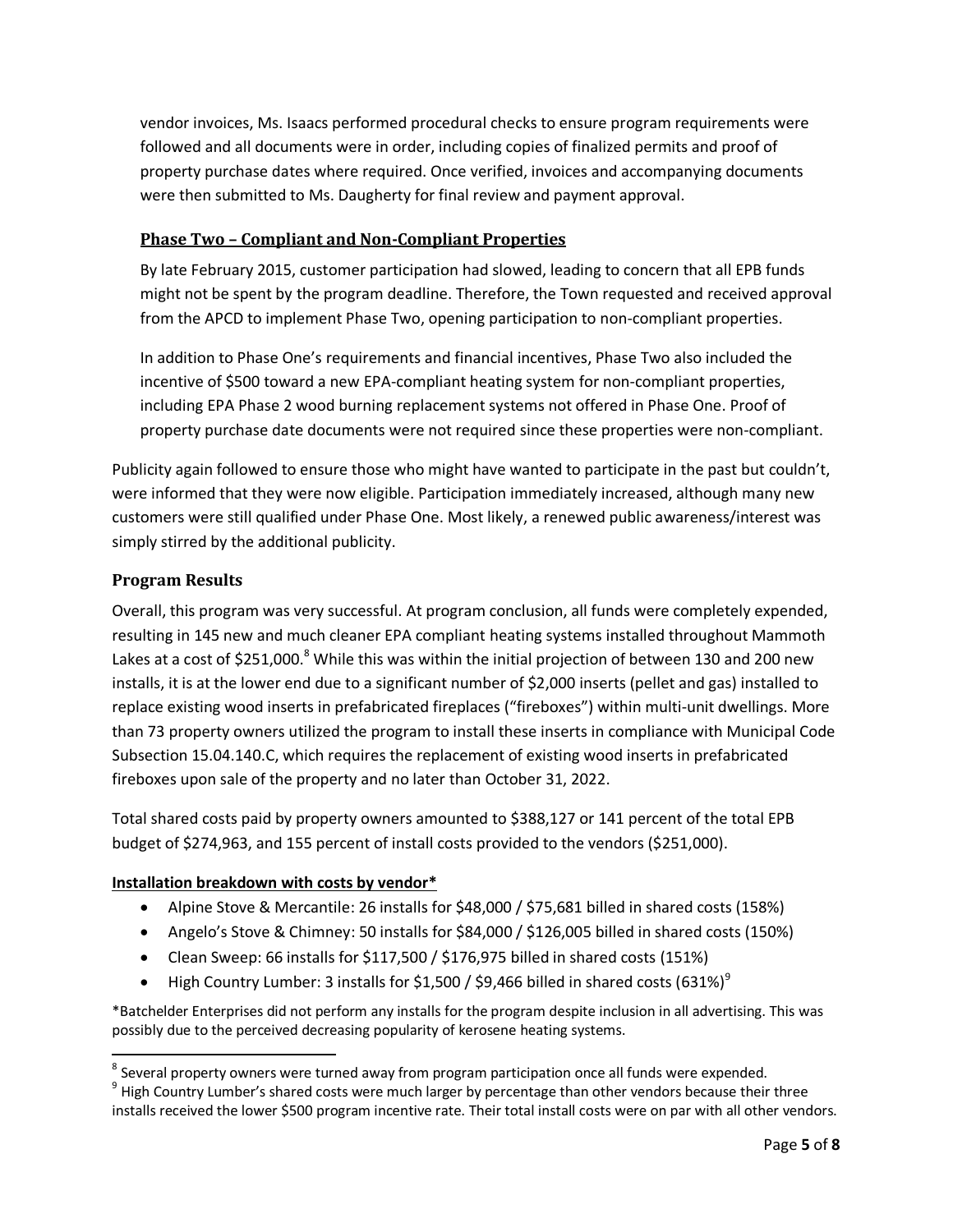vendor invoices, Ms. Isaacs performed procedural checks to ensure program requirements were followed and all documents were in order, including copies of finalized permits and proof of property purchase dates where required. Once verified, invoices and accompanying documents were then submitted to Ms. Daugherty for final review and payment approval.

### Phase Two – Compliant and Non-Compliant Properties

By late February 2015, customer participation had slowed, leading to concern that all EPB funds might not be spent by the program deadline. Therefore, the Town requested and received approval from the APCD to implement Phase Two, opening participation to non-compliant properties.

In addition to Phase One's requirements and financial incentives, Phase Two also included the incentive of $500 toward a new EPA-compliant heating system for non-compliant properties, including EPA Phase 2 wood burning replacement systems not offered in Phase One. Proof of property purchase date documents were not required since these properties were non-compliant.

Publicity again followed to ensure those who might have wanted to participate in the past but couldn't, were informed that they were now eligible. Participation immediately increased, although many new customers were still qualified under Phase One. Most likely, a renewed public awareness/interest was simply stirred by the additional publicity.

## Program Results

Overall, this program was very successful. At program conclusion, all funds were completely expended, resulting in 145 new and much cleaner EPA compliant heating systems installed throughout Mammoth Lakes at a cost of $251,000.[8] While this was within the initial projection of between 130 and 200 new installs, it is at the lower end due to a significant number of $2,000 inserts (pellet and gas) installed to replace existing wood inserts in prefabricated fireplaces ("fireboxes") within multi-unit dwellings. More than 73 property owners utilized the program to install these inserts in compliance with Municipal Code Subsection 15.04.140.C, which requires the replacement of existing wood inserts in prefabricated fireboxes upon sale of the property and no later than October 31, 2022.

Total shared costs paid by property owners amounted to $388,127 or 141 percent of the total EPB budget of $274,963, and 155 percent of install costs provided to the vendors ($251,000).

**Installation breakdown with costs by vendor***

- Alpine Stove & Mercantile: 26 installs for $48,000 / $75,681 billed in shared costs (158%)
- Angelo's Stove & Chimney: 50 installs for $84,000 / $126,005 billed in shared costs (150%)
- Clean Sweep: 66 installs for $117,500 / $176,975 billed in shared costs (151%)
- High Country Lumber: 3 installs for $1,500 / $9,466 billed in shared costs (631%)[9]

*Batchelder Enterprises did not perform any installs for the program despite inclusion in all advertising. This was possibly due to the perceived decreasing popularity of kerosene heating systems.

[8] Several property owners were turned away from program participation once all funds were expended.

[9] High Country Lumber's shared costs were much larger by percentage than other vendors because their three installs received the lower $500 program incentive rate. Their total install costs were on par with all other vendors.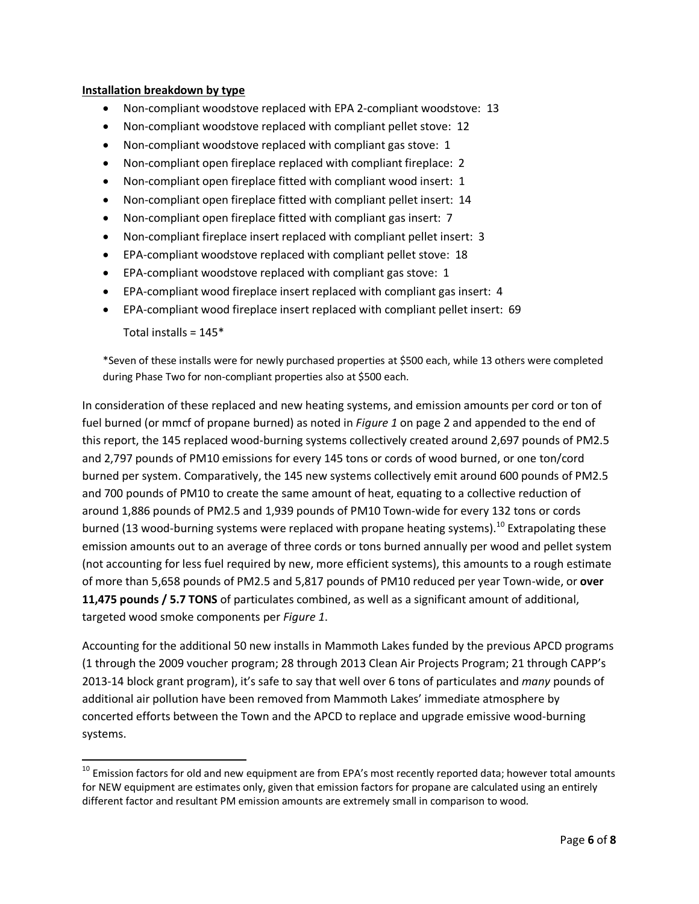**Installation breakdown by type**

- Non-compliant woodstove replaced with EPA 2-compliant woodstove: 13
- Non-compliant woodstove replaced with compliant pellet stove: 12
- Non-compliant woodstove replaced with compliant gas stove: 1
- Non-compliant open fireplace replaced with compliant fireplace: 2
- Non-compliant open fireplace fitted with compliant wood insert: 1
- Non-compliant open fireplace fitted with compliant pellet insert: 14
- Non-compliant open fireplace fitted with compliant gas insert: 7
- Non-compliant fireplace insert replaced with compliant pellet insert: 3
- EPA-compliant woodstove replaced with compliant pellet stove: 18
- EPA-compliant woodstove replaced with compliant gas stove: 1
- EPA-compliant wood fireplace insert replaced with compliant gas insert: 4
- EPA-compliant wood fireplace insert replaced with compliant pellet insert: 69

  Total installs = 145*

*Seven of these installs were for newly purchased properties at $500 each, while 13 others were completed during Phase Two for non-compliant properties also at $500 each.

In consideration of these replaced and new heating systems, and emission amounts per cord or ton of fuel burned (or mmcf of propane burned) as noted in *Figure 1* on page 2 and appended to the end of this report, the 145 replaced wood-burning systems collectively created around 2,697 pounds of PM2.5 and 2,797 pounds of PM10 emissions for every 145 tons or cords of wood burned, or one ton/cord burned per system. Comparatively, the 145 new systems collectively emit around 600 pounds of PM2.5 and 700 pounds of PM10 to create the same amount of heat, equating to a collective reduction of around 1,886 pounds of PM2.5 and 1,939 pounds of PM10 Town-wide for every 132 tons or cords burned (13 wood-burning systems were replaced with propane heating systems).[10] Extrapolating these emission amounts out to an average of three cords or tons burned annually per wood and pellet system (not accounting for less fuel required by new, more efficient systems), this amounts to a rough estimate of more than 5,658 pounds of PM2.5 and 5,817 pounds of PM10 reduced per year Town-wide, or **over 11,475 pounds / 5.7 TONS** of particulates combined, as well as a significant amount of additional, targeted wood smoke components per *Figure 1*.

Accounting for the additional 50 new installs in Mammoth Lakes funded by the previous APCD programs (1 through the 2009 voucher program; 28 through 2013 Clean Air Projects Program; 21 through CAPP's 2013-14 block grant program), it's safe to say that well over 6 tons of particulates and *many* pounds of additional air pollution have been removed from Mammoth Lakes' immediate atmosphere by concerted efforts between the Town and the APCD to replace and upgrade emissive wood-burning systems.

[10] Emission factors for old and new equipment are from EPA's most recently reported data; however total amounts for NEW equipment are estimates only, given that emission factors for propane are calculated using an entirely different factor and resultant PM emission amounts are extremely small in comparison to wood.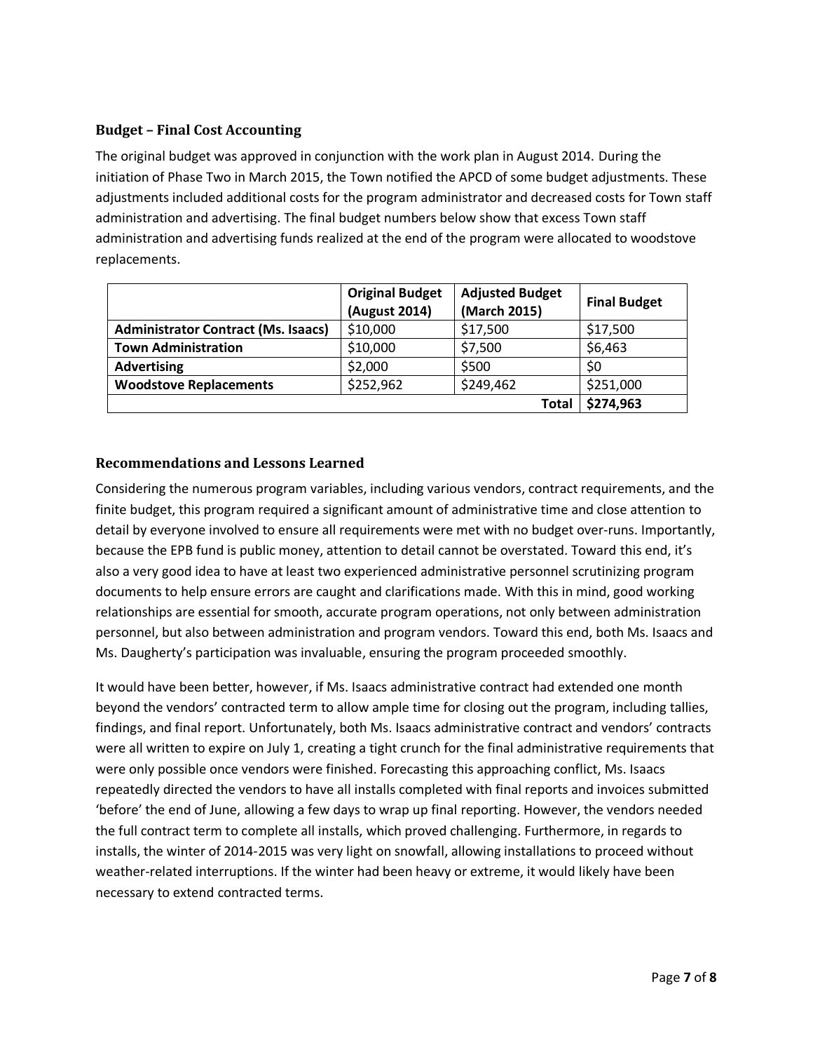## Budget – Final Cost Accounting

The original budget was approved in conjunction with the work plan in August 2014. During the initiation of Phase Two in March 2015, the Town notified the APCD of some budget adjustments. These adjustments included additional costs for the program administrator and decreased costs for Town staff administration and advertising. The final budget numbers below show that excess Town staff administration and advertising funds realized at the end of the program were allocated to woodstove replacements.

| | Original Budget (August 2014) | Adjusted Budget (March 2015) | Final Budget |
|---|---|---|---|
| **Administrator Contract (Ms. Isaacs)** | $10,000 | $17,500 | $17,500 |
| **Town Administration** | $10,000 | $7,500 | $6,463 |
| **Advertising** | $2,000 | $500 | $0 |
| **Woodstove Replacements** | $252,962 | $249,462 | $251,000 |
| | | **Total** | **$274,963** |

## Recommendations and Lessons Learned

Considering the numerous program variables, including various vendors, contract requirements, and the finite budget, this program required a significant amount of administrative time and close attention to detail by everyone involved to ensure all requirements were met with no budget over-runs. Importantly, because the EPB fund is public money, attention to detail cannot be overstated. Toward this end, it's also a very good idea to have at least two experienced administrative personnel scrutinizing program documents to help ensure errors are caught and clarifications made. With this in mind, good working relationships are essential for smooth, accurate program operations, not only between administration personnel, but also between administration and program vendors. Toward this end, both Ms. Isaacs and Ms. Daugherty's participation was invaluable, ensuring the program proceeded smoothly.

It would have been better, however, if Ms. Isaacs administrative contract had extended one month beyond the vendors' contracted term to allow ample time for closing out the program, including tallies, findings, and final report. Unfortunately, both Ms. Isaacs administrative contract and vendors' contracts were all written to expire on July 1, creating a tight crunch for the final administrative requirements that were only possible once vendors were finished. Forecasting this approaching conflict, Ms. Isaacs repeatedly directed the vendors to have all installs completed with final reports and invoices submitted 'before' the end of June, allowing a few days to wrap up final reporting. However, the vendors needed the full contract term to complete all installs, which proved challenging. Furthermore, in regards to installs, the winter of 2014-2015 was very light on snowfall, allowing installations to proceed without weather-related interruptions. If the winter had been heavy or extreme, it would likely have been necessary to extend contracted terms.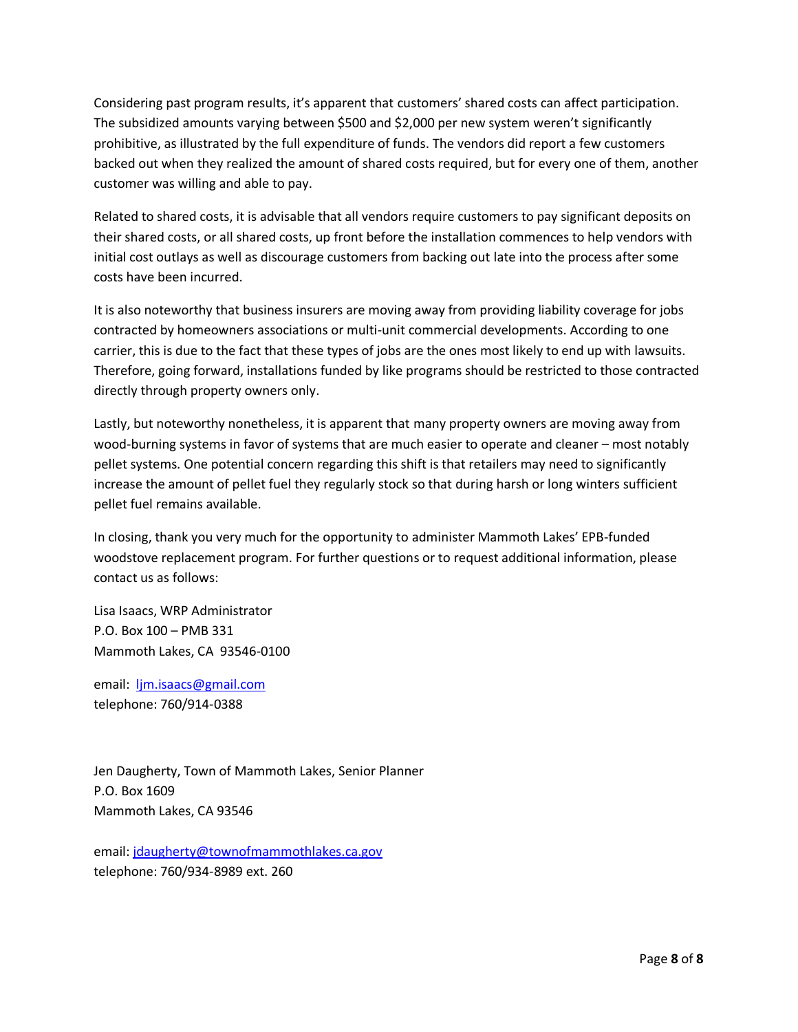Considering past program results, it's apparent that customers' shared costs can affect participation. The subsidized amounts varying between $500 and $2,000 per new system weren't significantly prohibitive, as illustrated by the full expenditure of funds. The vendors did report a few customers backed out when they realized the amount of shared costs required, but for every one of them, another customer was willing and able to pay.

Related to shared costs, it is advisable that all vendors require customers to pay significant deposits on their shared costs, or all shared costs, up front before the installation commences to help vendors with initial cost outlays as well as discourage customers from backing out late into the process after some costs have been incurred.

It is also noteworthy that business insurers are moving away from providing liability coverage for jobs contracted by homeowners associations or multi-unit commercial developments. According to one carrier, this is due to the fact that these types of jobs are the ones most likely to end up with lawsuits. Therefore, going forward, installations funded by like programs should be restricted to those contracted directly through property owners only.

Lastly, but noteworthy nonetheless, it is apparent that many property owners are moving away from wood-burning systems in favor of systems that are much easier to operate and cleaner – most notably pellet systems. One potential concern regarding this shift is that retailers may need to significantly increase the amount of pellet fuel they regularly stock so that during harsh or long winters sufficient pellet fuel remains available.

In closing, thank you very much for the opportunity to administer Mammoth Lakes' EPB-funded woodstove replacement program. For further questions or to request additional information, please contact us as follows:

Lisa Isaacs, WRP Administrator
P.O. Box 100 – PMB 331
Mammoth Lakes, CA 93546-0100

email: ljm.isaacs@gmail.com
telephone: 760/914-0388

Jen Daugherty, Town of Mammoth Lakes, Senior Planner
P.O. Box 1609
Mammoth Lakes, CA 93546

email: jdaugherty@townofmammothlakes.ca.gov
telephone: 760/934-8989 ext. 260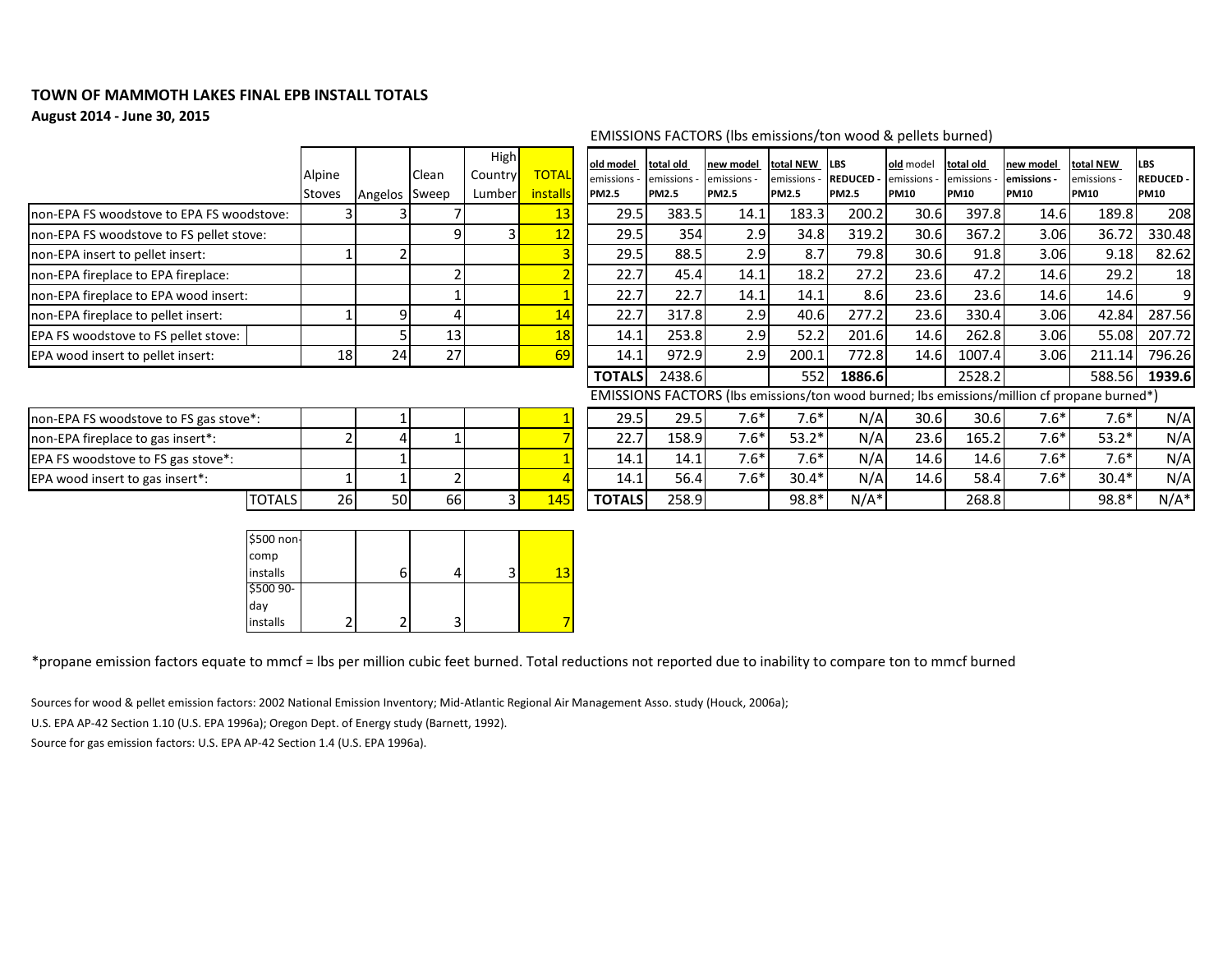**TOWN OF MAMMOTH LAKES FINAL EPB INSTALL TOTALS**

**August 2014 - June 30, 2015**

EMISSIONS FACTORS (lbs emissions/ton wood & pellets burned)

| | Alpine Stoves | Angelos | Clean Sweep | High Country Lumber | TOTAL installs | old model emissions - PM2.5 | total old emissions - PM2.5 | new model emissions - PM2.5 | total NEW emissions - PM2.5 | LBS REDUCED - PM2.5 | old model emissions - PM10 | total old emissions - PM10 | new model emissions - PM10 | total NEW emissions - PM10 | LBS REDUCED - PM10 |
|---|---|---|---|---|---|---|---|---|---|---|---|---|---|---|---|
| non-EPA FS woodstove to EPA FS woodstove: | 3 | 3 | 7 | | 13 | 29.5 | 383.5 | 14.1 | 183.3 | 200.2 | 30.6 | 397.8 | 14.6 | 189.8 | 208 |
| non-EPA FS woodstove to FS pellet stove: | | | 9 | 3 | 12 | 29.5 | 354 | 2.9 | 34.8 | 319.2 | 30.6 | 367.2 | 3.06 | 36.72 | 330.48 |
| non-EPA insert to pellet insert: | 1 | 2 | | | 3 | 29.5 | 88.5 | 2.9 | 8.7 | 79.8 | 30.6 | 91.8 | 3.06 | 9.18 | 82.62 |
| non-EPA fireplace to EPA fireplace: | | | 2 | | 2 | 22.7 | 45.4 | 14.1 | 18.2 | 27.2 | 23.6 | 47.2 | 14.6 | 29.2 | 18 |
| non-EPA fireplace to EPA wood insert: | | | 1 | | 1 | 22.7 | 22.7 | 14.1 | 14.1 | 8.6 | 23.6 | 23.6 | 14.6 | 14.6 | 9 |
| non-EPA fireplace to pellet insert: | 1 | 9 | 4 | | 14 | 22.7 | 317.8 | 2.9 | 40.6 | 277.2 | 23.6 | 330.4 | 3.06 | 42.84 | 287.56 |
| EPA FS woodstove to FS pellet stove: | | 5 | 13 | | 18 | 14.1 | 253.8 | 2.9 | 52.2 | 201.6 | 14.6 | 262.8 | 3.06 | 55.08 | 207.72 |
| EPA wood insert to pellet insert: | 18 | 24 | 27 | | 69 | 14.1 | 972.9 | 2.9 | 200.1 | 772.8 | 14.6 | 1007.4 | 3.06 | 211.14 | 796.26 |
| | | | | | | **TOTALS** | 2438.6 | | 552 | **1886.6** | | 2528.2 | | 588.56 | **1939.6** |

EMISSIONS FACTORS (lbs emissions/ton wood burned; lbs emissions/million cf propane burned*)

| | Alpine Stoves | Angelos | Clean Sweep | High Country Lumber | TOTAL installs | old model emissions - PM2.5 | total old emissions - PM2.5 | new model emissions - PM2.5 | total NEW emissions - PM2.5 | LBS REDUCED - PM2.5 | old model emissions - PM10 | total old emissions - PM10 | new model emissions - PM10 | total NEW emissions - PM10 | LBS REDUCED - PM10 |
|---|---|---|---|---|---|---|---|---|---|---|---|---|---|---|---|
| non-EPA FS woodstove to FS gas stove*: | | 1 | | | 1 | 29.5 | 29.5 | 7.6* | 7.6* | N/A | 30.6 | 30.6 | 7.6* | 7.6* | N/A |
| non-EPA fireplace to gas insert*: | 2 | 4 | 1 | | 7 | 22.7 | 158.9 | 7.6* | 53.2* | N/A | 23.6 | 165.2 | 7.6* | 53.2* | N/A |
| EPA FS woodstove to FS gas stove*: | | 1 | | | 1 | 14.1 | 14.1 | 7.6* | 7.6* | N/A | 14.6 | 14.6 | 7.6* | 7.6* | N/A |
| EPA wood insert to gas insert*: | 1 | 1 | 2 | | 4 | 14.1 | 56.4 | 7.6* | 30.4* | N/A | 14.6 | 58.4 | 7.6* | 30.4* | N/A |
| TOTALS | 26 | 50 | 66 | 3 | 145 | **TOTALS** | 258.9 | | 98.8* | N/A* | | 268.8 | | 98.8* | N/A* |

| | Alpine Stoves | Angelos | Clean Sweep | High Country Lumber | TOTAL |
|---|---|---|---|---|---|
| $500 non-comp installs | | 6 | 4 | 3 | 13 |
| $500 90-day installs | 2 | 2 | 3 | | 7 |

*propane emission factors equate to mmcf = lbs per million cubic feet burned. Total reductions not reported due to inability to compare ton to mmcf burned

Sources for wood & pellet emission factors: 2002 National Emission Inventory; Mid-Atlantic Regional Air Management Asso. study (Houck, 2006a);

U.S. EPA AP-42 Section 1.10 (U.S. EPA 1996a); Oregon Dept. of Energy study (Barnett, 1992).

Source for gas emission factors: U.S. EPA AP-42 Section 1.4 (U.S. EPA 1996a).